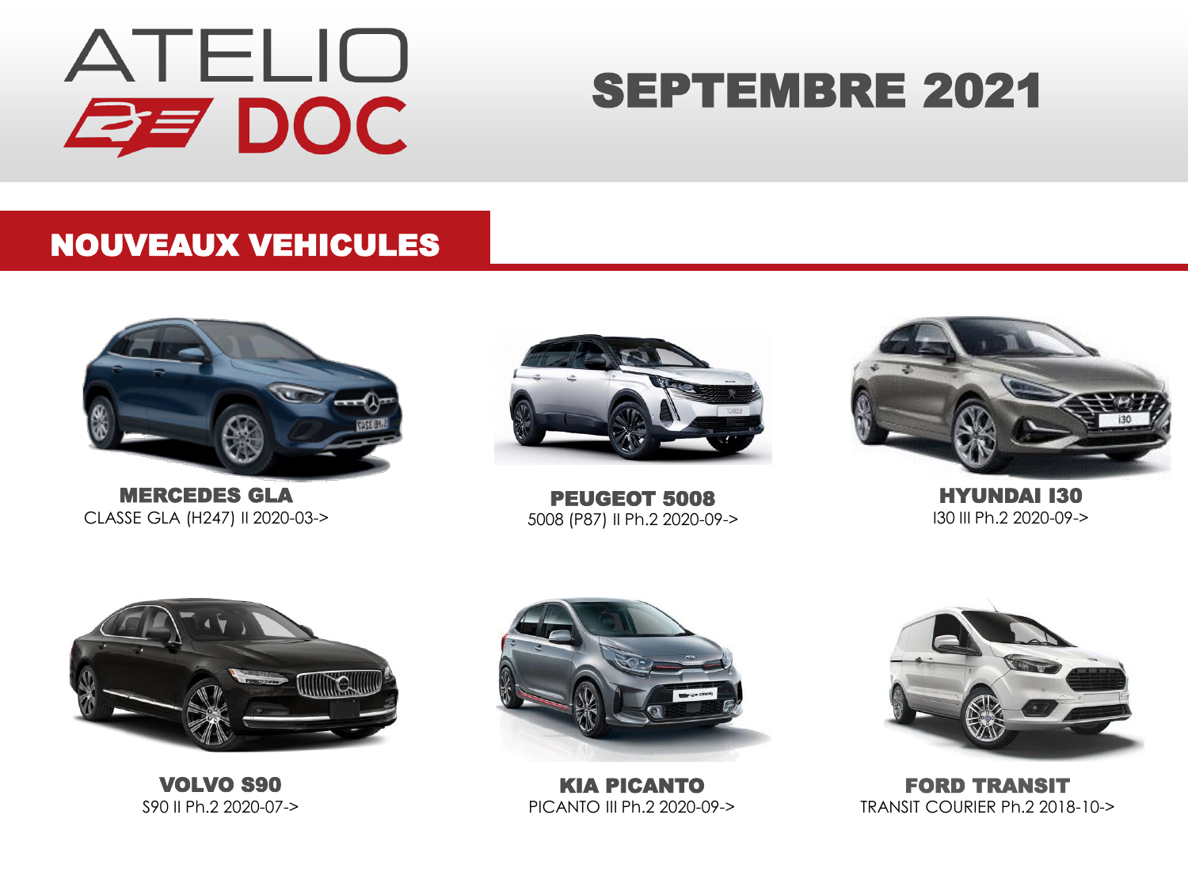# ATELIO DOC

## SEPTEMBRE 2021

## NOUVEAUX VEHICULES

**MERCEDES GLA**
CLASSE GLA (H247) II 2020-03->

**PEUGEOT 5008**
5008 (P87) II Ph.2 2020-09->

**HYUNDAI I30**
I30 III Ph.2 2020-09->

**VOLVO S90**
S90 II Ph.2 2020-07->

**KIA PICANTO**
PICANTO III Ph.2 2020-09->

**FORD TRANSIT**
TRANSIT COURIER Ph.2 2018-10->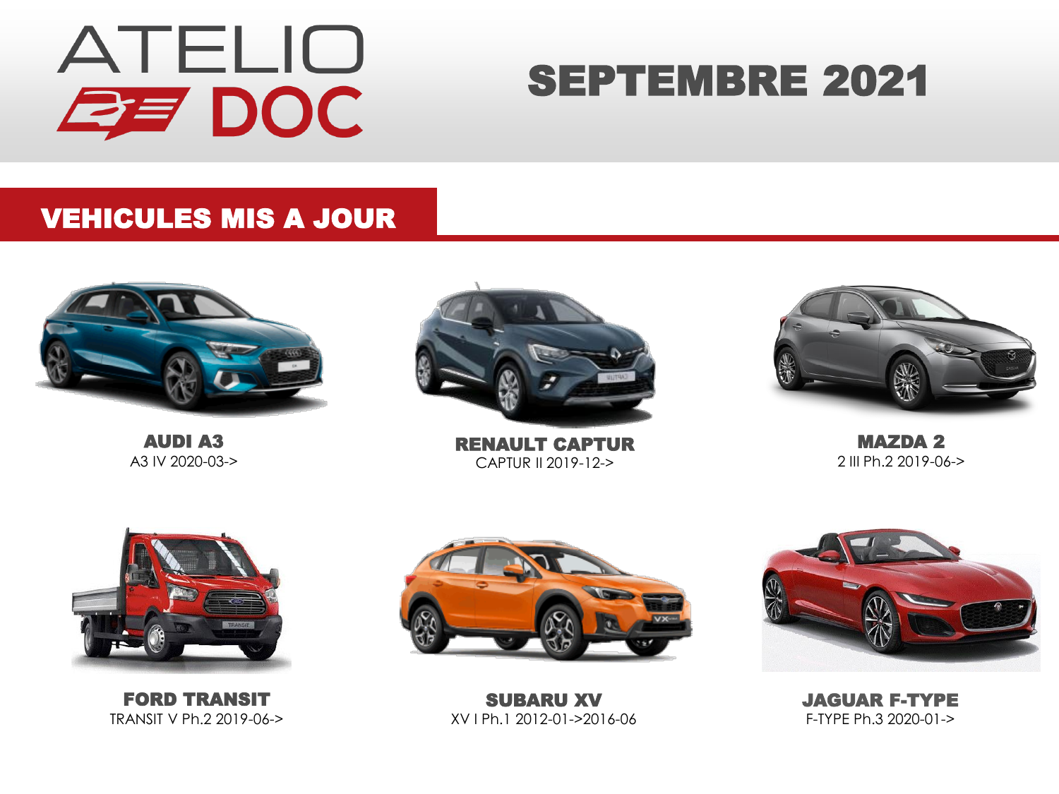# ATELIO DOC

## SEPTEMBRE 2021

## VEHICULES MIS A JOUR

**AUDI A3**
A3 IV 2020-03->

**RENAULT CAPTUR**
CAPTUR II 2019-12->

**MAZDA 2**
2 III Ph.2 2019-06->

**FORD TRANSIT**
TRANSIT V Ph.2 2019-06->

**SUBARU XV**
XV I Ph.1 2012-01->2016-06

**JAGUAR F-TYPE**
F-TYPE Ph.3 2020-01->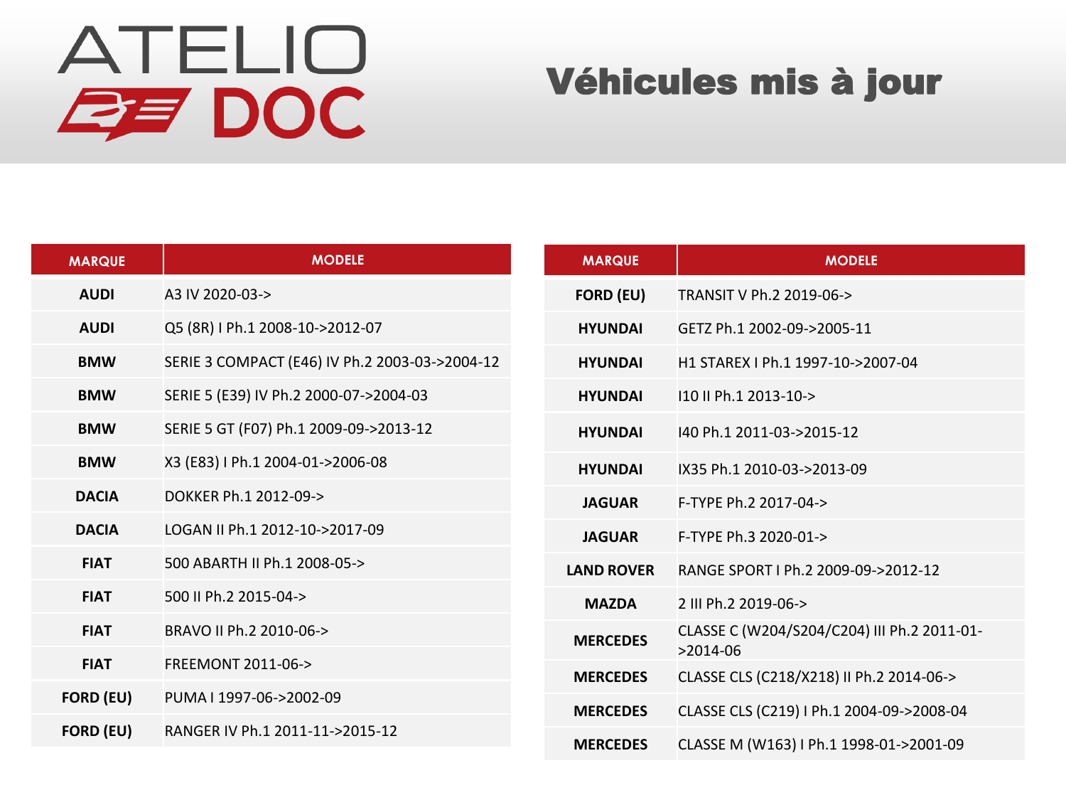ATELIO DOC

# Véhicules mis à jour

| MARQUE | MODELE |
| --- | --- |
| AUDI | A3 IV 2020-03-> |
| AUDI | Q5 (8R) I Ph.1 2008-10->2012-07 |
| BMW | SERIE 3 COMPACT (E46) IV Ph.2 2003-03->2004-12 |
| BMW | SERIE 5 (E39) IV Ph.2 2000-07->2004-03 |
| BMW | SERIE 5 GT (F07) Ph.1 2009-09->2013-12 |
| BMW | X3 (E83) I Ph.1 2004-01->2006-08 |
| DACIA | DOKKER Ph.1 2012-09-> |
| DACIA | LOGAN II Ph.1 2012-10->2017-09 |
| FIAT | 500 ABARTH II Ph.1 2008-05-> |
| FIAT | 500 II Ph.2 2015-04-> |
| FIAT | BRAVO II Ph.2 2010-06-> |
| FIAT | FREEMONT 2011-06-> |
| FORD (EU) | PUMA I 1997-06->2002-09 |
| FORD (EU) | RANGER IV Ph.1 2011-11->2015-12 |
| FORD (EU) | TRANSIT V Ph.2 2019-06-> |
| HYUNDAI | GETZ Ph.1 2002-09->2005-11 |
| HYUNDAI | H1 STAREX I Ph.1 1997-10->2007-04 |
| HYUNDAI | I10 II Ph.1 2013-10-> |
| HYUNDAI | I40 Ph.1 2011-03->2015-12 |
| HYUNDAI | IX35 Ph.1 2010-03->2013-09 |
| JAGUAR | F-TYPE Ph.2 2017-04-> |
| JAGUAR | F-TYPE Ph.3 2020-01-> |
| LAND ROVER | RANGE SPORT I Ph.2 2009-09->2012-12 |
| MAZDA | 2 III Ph.2 2019-06-> |
| MERCEDES | CLASSE C (W204/S204/C204) III Ph.2 2011-01->2014-06 |
| MERCEDES | CLASSE CLS (C218/X218) II Ph.2 2014-06-> |
| MERCEDES | CLASSE CLS (C219) I Ph.1 2004-09->2008-04 |
| MERCEDES | CLASSE M (W163) I Ph.1 1998-01->2001-09 |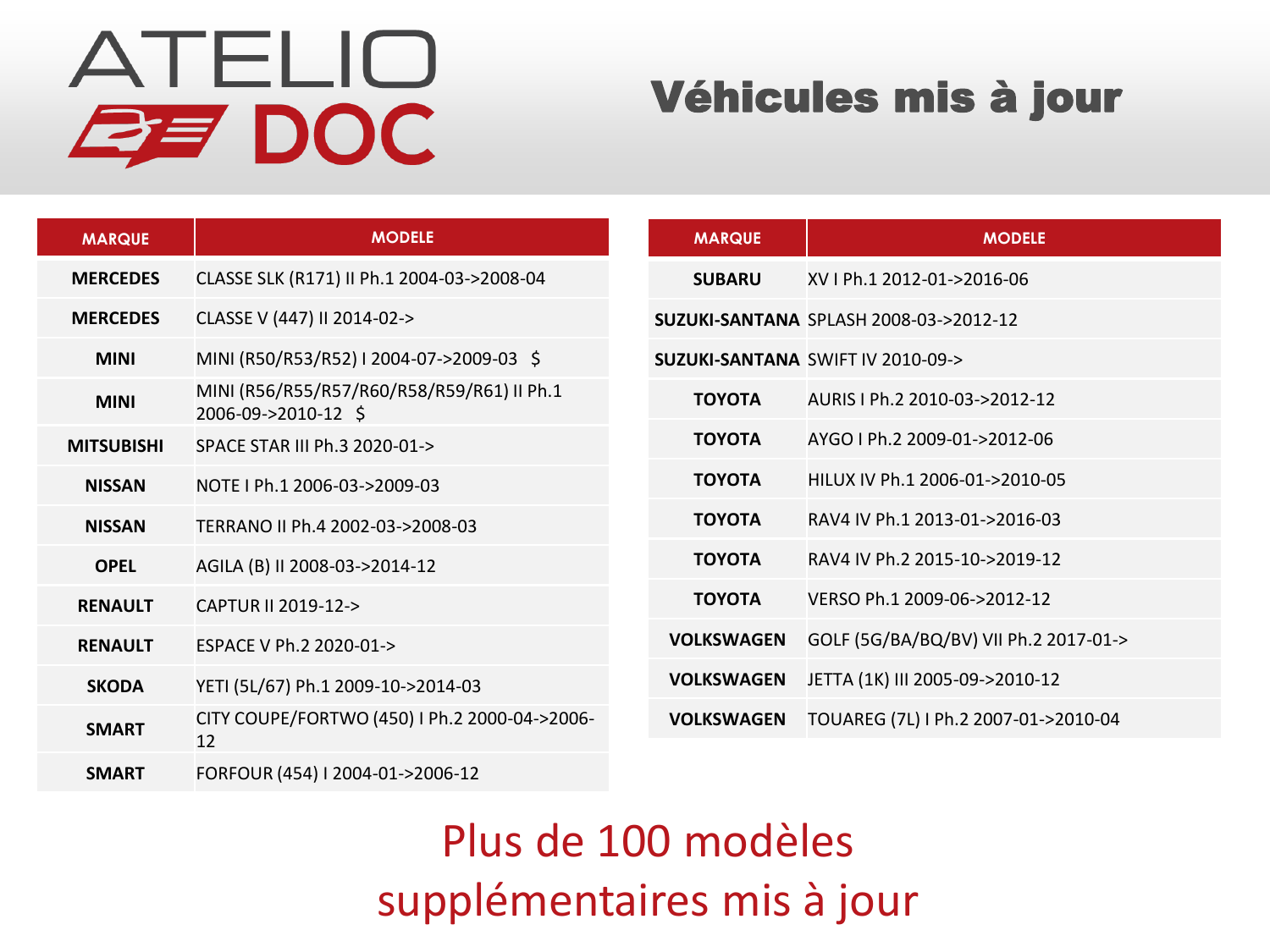# ATELIO DOC

## Véhicules mis à jour

| MARQUE | MODELE |
|---|---|
| MERCEDES | CLASSE SLK (R171) II Ph.1 2004-03->2008-04 |
| MERCEDES | CLASSE V (447) II 2014-02-> |
| MINI | MINI (R50/R53/R52) I 2004-07->2009-03 $ |
| MINI | MINI (R56/R55/R57/R60/R58/R59/R61) II Ph.1 2006-09->2010-12 $ |
| MITSUBISHI | SPACE STAR III Ph.3 2020-01-> |
| NISSAN | NOTE I Ph.1 2006-03->2009-03 |
| NISSAN | TERRANO II Ph.4 2002-03->2008-03 |
| OPEL | AGILA (B) II 2008-03->2014-12 |
| RENAULT | CAPTUR II 2019-12-> |
| RENAULT | ESPACE V Ph.2 2020-01-> |
| SKODA | YETI (5L/67) Ph.1 2009-10->2014-03 |
| SMART | CITY COUPE/FORTWO (450) I Ph.2 2000-04->2006-12 |
| SMART | FORFOUR (454) I 2004-01->2006-12 |

| MARQUE | MODELE |
|---|---|
| SUBARU | XV I Ph.1 2012-01->2016-06 |
| SUZUKI-SANTANA | SPLASH 2008-03->2012-12 |
| SUZUKI-SANTANA | SWIFT IV 2010-09-> |
| TOYOTA | AURIS I Ph.2 2010-03->2012-12 |
| TOYOTA | AYGO I Ph.2 2009-01->2012-06 |
| TOYOTA | HILUX IV Ph.1 2006-01->2010-05 |
| TOYOTA | RAV4 IV Ph.1 2013-01->2016-03 |
| TOYOTA | RAV4 IV Ph.2 2015-10->2019-12 |
| TOYOTA | VERSO Ph.1 2009-06->2012-12 |
| VOLKSWAGEN | GOLF (5G/BA/BQ/BV) VII Ph.2 2017-01-> |
| VOLKSWAGEN | JETTA (1K) III 2005-09->2010-12 |
| VOLKSWAGEN | TOUAREG (7L) I Ph.2 2007-01->2010-04 |

Plus de 100 modèles supplémentaires mis à jour